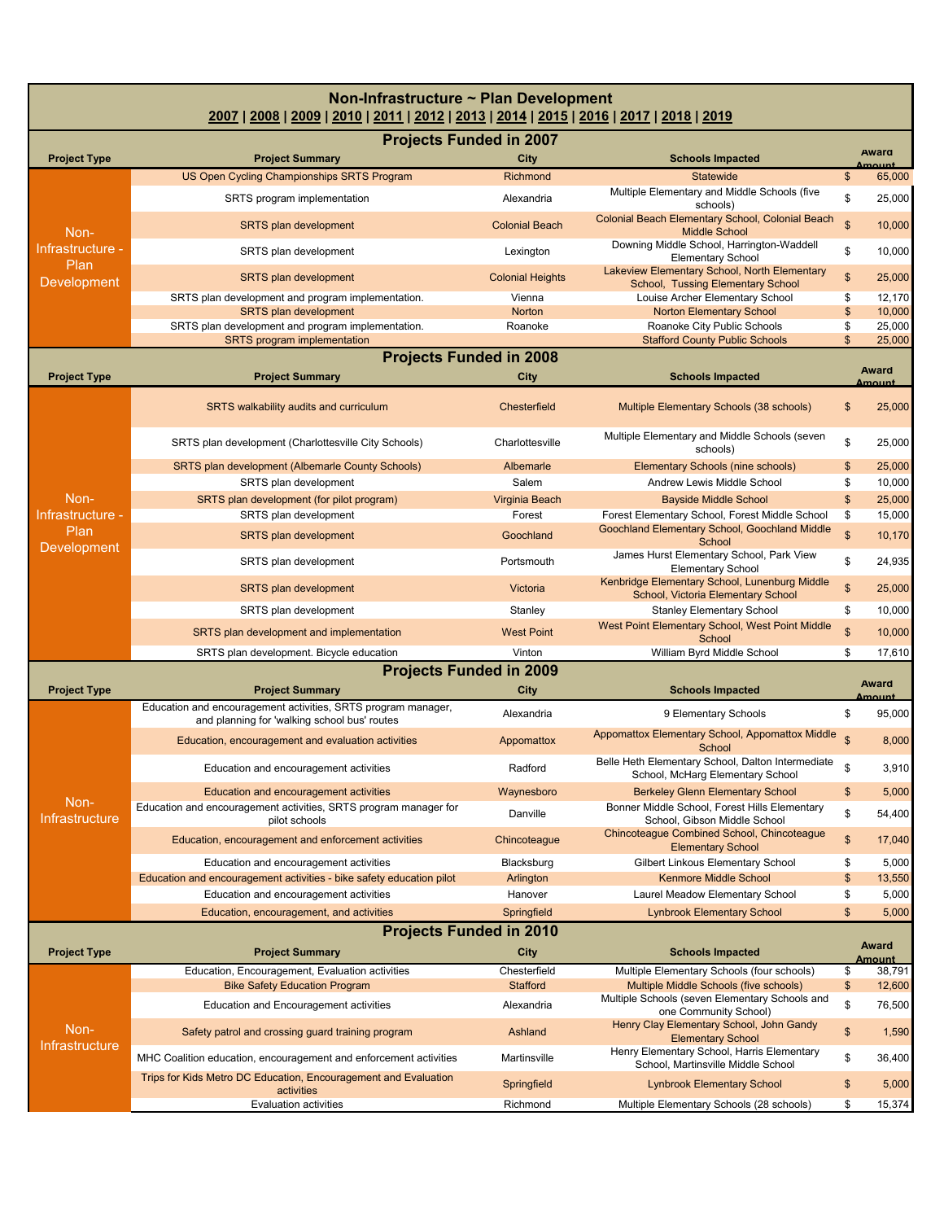# Non-Infrastructure ~ Plan Development

2007 | 2008 | 2009 | 2010 | 2011 | 2012 | 2013 | 2014 | 2015 | 2016 | 2017 | 2018 | 2019

## Projects Funded in 2007

| Project Type | Project Summary | City | Schools Impacted | Award Amount |
|---|---|---|---|---|
| Non-Infrastructure - Plan Development | US Open Cycling Championships SRTS Program | Richmond | Statewide | $ 65,000 |
| | SRTS program implementation | Alexandria | Multiple Elementary and Middle Schools (five schools) | $ 25,000 |
| | SRTS plan development | Colonial Beach | Colonial Beach Elementary School, Colonial Beach Middle School | $ 10,000 |
| | SRTS plan development | Lexington | Downing Middle School, Harrington-Waddell Elementary School | $ 10,000 |
| | SRTS plan development | Colonial Heights | Lakeview Elementary School, North Elementary School, Tussing Elementary School | $ 25,000 |
| | SRTS plan development and program implementation. | Vienna | Louise Archer Elementary School | $ 12,170 |
| | SRTS plan development | Norton | Norton Elementary School | $ 10,000 |
| | SRTS plan development and program implementation. | Roanoke | Roanoke City Public Schools | $ 25,000 |
| | SRTS program implementation | | Stafford County Public Schools | $ 25,000 |

## Projects Funded in 2008

| Project Type | Project Summary | City | Schools Impacted | Award Amount |
|---|---|---|---|---|
| Non-Infrastructure - Plan Development | SRTS walkability audits and curriculum | Chesterfield | Multiple Elementary Schools (38 schools) | $ 25,000 |
| | SRTS plan development (Charlottesville City Schools) | Charlottesville | Multiple Elementary and Middle Schools (seven schools) | $ 25,000 |
| | SRTS plan development (Albemarle County Schools) | Albemarle | Elementary Schools (nine schools) | $ 25,000 |
| | SRTS plan development | Salem | Andrew Lewis Middle School | $ 10,000 |
| | SRTS plan development (for pilot program) | Virginia Beach | Bayside Middle School | $ 25,000 |
| | SRTS plan development | Forest | Forest Elementary School, Forest Middle School | $ 15,000 |
| | SRTS plan development | Goochland | Goochland Elementary School, Goochland Middle School | $ 10,170 |
| | SRTS plan development | Portsmouth | James Hurst Elementary School, Park View Elementary School | $ 24,935 |
| | SRTS plan development | Victoria | Kenbridge Elementary School, Lunenburg Middle School, Victoria Elementary School | $ 25,000 |
| | SRTS plan development | Stanley | Stanley Elementary School | $ 10,000 |
| | SRTS plan development and implementation | West Point | West Point Elementary School, West Point Middle School | $ 10,000 |
| | SRTS plan development. Bicycle education | Vinton | William Byrd Middle School | $ 17,610 |

## Projects Funded in 2009

| Project Type | Project Summary | City | Schools Impacted | Award Amount |
|---|---|---|---|---|
| Non-Infrastructure | Education and encouragement activities, SRTS program manager, and planning for 'walking school bus' routes | Alexandria | 9 Elementary Schools | $ 95,000 |
| | Education, encouragement and evaluation activities | Appomattox | Appomattox Elementary School, Appomattox Middle School | $ 8,000 |
| | Education and encouragement activities | Radford | Belle Heth Elementary School, Dalton Intermediate School, McHarg Elementary School | $ 3,910 |
| | Education and encouragement activities | Waynesboro | Berkeley Glenn Elementary School | $ 5,000 |
| | Education and encouragement activities, SRTS program manager for pilot schools | Danville | Bonner Middle School, Forest Hills Elementary School, Gibson Middle School | $ 54,400 |
| | Education, encouragement and enforcement activities | Chincoteague | Chincoteague Combined School, Chincoteague Elementary School | $ 17,040 |
| | Education and encouragement activities | Blacksburg | Gilbert Linkous Elementary School | $ 5,000 |
| | Education and encouragement activities - bike safety education pilot | Arlington | Kenmore Middle School | $ 13,550 |
| | Education and encouragement activities | Hanover | Laurel Meadow Elementary School | $ 5,000 |
| | Education, encouragement, and activities | Springfield | Lynbrook Elementary School | $ 5,000 |

## Projects Funded in 2010

| Project Type | Project Summary | City | Schools Impacted | Award Amount |
|---|---|---|---|---|
| Non-Infrastructure | Education, Encouragement, Evaluation activities | Chesterfield | Multiple Elementary Schools (four schools) | $ 38,791 |
| | Bike Safety Education Program | Stafford | Multiple Middle Schools (five schools) | $ 12,600 |
| | Education and Encouragement activities | Alexandria | Multiple Schools (seven Elementary Schools and one Community School) | $ 76,500 |
| | Safety patrol and crossing guard training program | Ashland | Henry Clay Elementary School, John Gandy Elementary School | $ 1,590 |
| | MHC Coalition education, encouragement and enforcement activities | Martinsville | Henry Elementary School, Harris Elementary School, Martinsville Middle School | $ 36,400 |
| | Trips for Kids Metro DC Education, Encouragement and Evaluation activities | Springfield | Lynbrook Elementary School | $ 5,000 |
| | Evaluation activities | Richmond | Multiple Elementary Schools (28 schools) | $ 15,374 |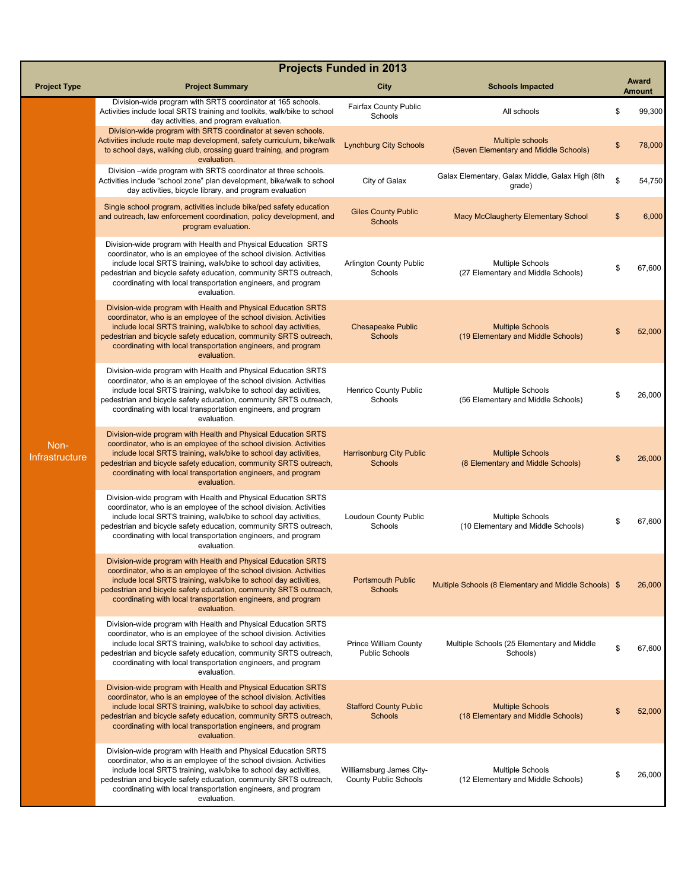| Projects Funded in 2013 | | | | |
| --- | --- | --- | --- | --- |
| **Project Type** | **Project Summary** | **City** | **Schools Impacted** | **Award Amount** |
| Non-Infrastructure | Division-wide program with SRTS coordinator at 165 schools. Activities include local SRTS training and toolkits, walk/bike to school day activities, and program evaluation. | Fairfax County Public Schools | All schools | $ 99,300 |
| | Division-wide program with SRTS coordinator at seven schools. Activities include route map development, safety curriculum, bike/walk to school days, walking club, crossing guard training, and program evaluation. | Lynchburg City Schools | Multiple schools (Seven Elementary and Middle Schools) | $ 78,000 |
| | Division –wide program with SRTS coordinator at three schools. Activities include "school zone" plan development, bike/walk to school day activities, bicycle library, and program evaluation | City of Galax | Galax Elementary, Galax Middle, Galax High (8th grade) | $ 54,750 |
| | Single school program, activities include bike/ped safety education and outreach, law enforcement coordination, policy development, and program evaluation. | Giles County Public Schools | Macy McClaugherty Elementary School | $ 6,000 |
| | Division-wide program with Health and Physical Education SRTS coordinator, who is an employee of the school division. Activities include local SRTS training, walk/bike to school day activities, pedestrian and bicycle safety education, community SRTS outreach, coordinating with local transportation engineers, and program evaluation. | Arlington County Public Schools | Multiple Schools (27 Elementary and Middle Schools) | $ 67,600 |
| | Division-wide program with Health and Physical Education SRTS coordinator, who is an employee of the school division. Activities include local SRTS training, walk/bike to school day activities, pedestrian and bicycle safety education, community SRTS outreach, coordinating with local transportation engineers, and program evaluation. | Chesapeake Public Schools | Multiple Schools (19 Elementary and Middle Schools) | $ 52,000 |
| | Division-wide program with Health and Physical Education SRTS coordinator, who is an employee of the school division. Activities include local SRTS training, walk/bike to school day activities, pedestrian and bicycle safety education, community SRTS outreach, coordinating with local transportation engineers, and program evaluation. | Henrico County Public Schools | Multiple Schools (56 Elementary and Middle Schools) | $ 26,000 |
| | Division-wide program with Health and Physical Education SRTS coordinator, who is an employee of the school division. Activities include local SRTS training, walk/bike to school day activities, pedestrian and bicycle safety education, community SRTS outreach, coordinating with local transportation engineers, and program evaluation. | Harrisonburg City Public Schools | Multiple Schools (8 Elementary and Middle Schools) | $ 26,000 |
| | Division-wide program with Health and Physical Education SRTS coordinator, who is an employee of the school division. Activities include local SRTS training, walk/bike to school day activities, pedestrian and bicycle safety education, community SRTS outreach, coordinating with local transportation engineers, and program evaluation. | Loudoun County Public Schools | Multiple Schools (10 Elementary and Middle Schools) | $ 67,600 |
| | Division-wide program with Health and Physical Education SRTS coordinator, who is an employee of the school division. Activities include local SRTS training, walk/bike to school day activities, pedestrian and bicycle safety education, community SRTS outreach, coordinating with local transportation engineers, and program evaluation. | Portsmouth Public Schools | Multiple Schools (8 Elementary and Middle Schools) | $ 26,000 |
| | Division-wide program with Health and Physical Education SRTS coordinator, who is an employee of the school division. Activities include local SRTS training, walk/bike to school day activities, pedestrian and bicycle safety education, community SRTS outreach, coordinating with local transportation engineers, and program evaluation. | Prince William County Public Schools | Multiple Schools (25 Elementary and Middle Schools) | $ 67,600 |
| | Division-wide program with Health and Physical Education SRTS coordinator, who is an employee of the school division. Activities include local SRTS training, walk/bike to school day activities, pedestrian and bicycle safety education, community SRTS outreach, coordinating with local transportation engineers, and program evaluation. | Stafford County Public Schools | Multiple Schools (18 Elementary and Middle Schools) | $ 52,000 |
| | Division-wide program with Health and Physical Education SRTS coordinator, who is an employee of the school division. Activities include local SRTS training, walk/bike to school day activities, pedestrian and bicycle safety education, community SRTS outreach, coordinating with local transportation engineers, and program evaluation. | Williamsburg James City-County Public Schools | Multiple Schools (12 Elementary and Middle Schools) | $ 26,000 |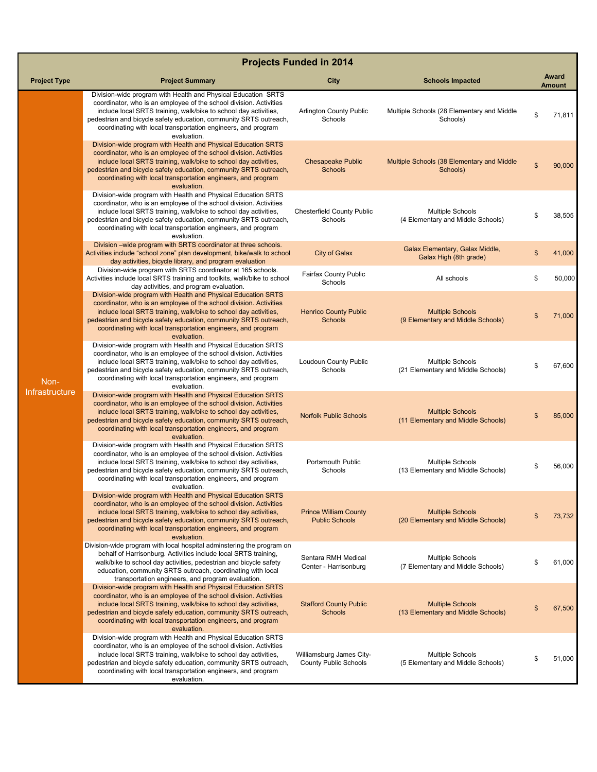| Projects Funded in 2014 | | | | |
|---|---|---|---|---|
| **Project Type** | **Project Summary** | **City** | **Schools Impacted** | **Award Amount** |
| Non-Infrastructure | Division-wide program with Health and Physical Education SRTS coordinator, who is an employee of the school division. Activities include local SRTS training, walk/bike to school day activities, pedestrian and bicycle safety education, community SRTS outreach, coordinating with local transportation engineers, and program evaluation. | Arlington County Public Schools | Multiple Schools (28 Elementary and Middle Schools) | $ 71,811 |
| | Division-wide program with Health and Physical Education SRTS coordinator, who is an employee of the school division. Activities include local SRTS training, walk/bike to school day activities, pedestrian and bicycle safety education, community SRTS outreach, coordinating with local transportation engineers, and program evaluation. | Chesapeake Public Schools | Multiple Schools (38 Elementary and Middle Schools) | $ 90,000 |
| | Division-wide program with Health and Physical Education SRTS coordinator, who is an employee of the school division. Activities include local SRTS training, walk/bike to school day activities, pedestrian and bicycle safety education, community SRTS outreach, coordinating with local transportation engineers, and program evaluation. | Chesterfield County Public Schools | Multiple Schools (4 Elementary and Middle Schools) | $ 38,505 |
| | Division –wide program with SRTS coordinator at three schools. Activities include "school zone" plan development, bike/walk to school day activities, bicycle library, and program evaluation | City of Galax | Galax Elementary, Galax Middle, Galax High (8th grade) | $ 41,000 |
| | Division-wide program with SRTS coordinator at 165 schools. Activities include local SRTS training and toolkits, walk/bike to school day activities, and program evaluation. | Fairfax County Public Schools | All schools | $ 50,000 |
| | Division-wide program with Health and Physical Education SRTS coordinator, who is an employee of the school division. Activities include local SRTS training, walk/bike to school day activities, pedestrian and bicycle safety education, community SRTS outreach, coordinating with local transportation engineers, and program evaluation. | Henrico County Public Schools | Multiple Schools (9 Elementary and Middle Schools) | $ 71,000 |
| | Division-wide program with Health and Physical Education SRTS coordinator, who is an employee of the school division. Activities include local SRTS training, walk/bike to school day activities, pedestrian and bicycle safety education, community SRTS outreach, coordinating with local transportation engineers, and program evaluation. | Loudoun County Public Schools | Multiple Schools (21 Elementary and Middle Schools) | $ 67,600 |
| | Division-wide program with Health and Physical Education SRTS coordinator, who is an employee of the school division. Activities include local SRTS training, walk/bike to school day activities, pedestrian and bicycle safety education, community SRTS outreach, coordinating with local transportation engineers, and program evaluation. | Norfolk Public Schools | Multiple Schools (11 Elementary and Middle Schools) | $ 85,000 |
| | Division-wide program with Health and Physical Education SRTS coordinator, who is an employee of the school division. Activities include local SRTS training, walk/bike to school day activities, pedestrian and bicycle safety education, community SRTS outreach, coordinating with local transportation engineers, and program evaluation. | Portsmouth Public Schools | Multiple Schools (13 Elementary and Middle Schools) | $ 56,000 |
| | Division-wide program with Health and Physical Education SRTS coordinator, who is an employee of the school division. Activities include local SRTS training, walk/bike to school day activities, pedestrian and bicycle safety education, community SRTS outreach, coordinating with local transportation engineers, and program evaluation. | Prince William County Public Schools | Multiple Schools (20 Elementary and Middle Schools) | $ 73,732 |
| | Division-wide program with local hospital adminstering the program on behalf of Harrisonburg. Activities include local SRTS training, walk/bike to school day activities, pedestrian and bicycle safety education, community SRTS outreach, coordinating with local transportation engineers, and program evaluation. | Sentara RMH Medical Center - Harrisonburg | Multiple Schools (7 Elementary and Middle Schools) | $ 61,000 |
| | Division-wide program with Health and Physical Education SRTS coordinator, who is an employee of the school division. Activities include local SRTS training, walk/bike to school day activities, pedestrian and bicycle safety education, community SRTS outreach, coordinating with local transportation engineers, and program evaluation. | Stafford County Public Schools | Multiple Schools (13 Elementary and Middle Schools) | $ 67,500 |
| | Division-wide program with Health and Physical Education SRTS coordinator, who is an employee of the school division. Activities include local SRTS training, walk/bike to school day activities, pedestrian and bicycle safety education, community SRTS outreach, coordinating with local transportation engineers, and program evaluation. | Williamsburg James City-County Public Schools | Multiple Schools (5 Elementary and Middle Schools) | $ 51,000 |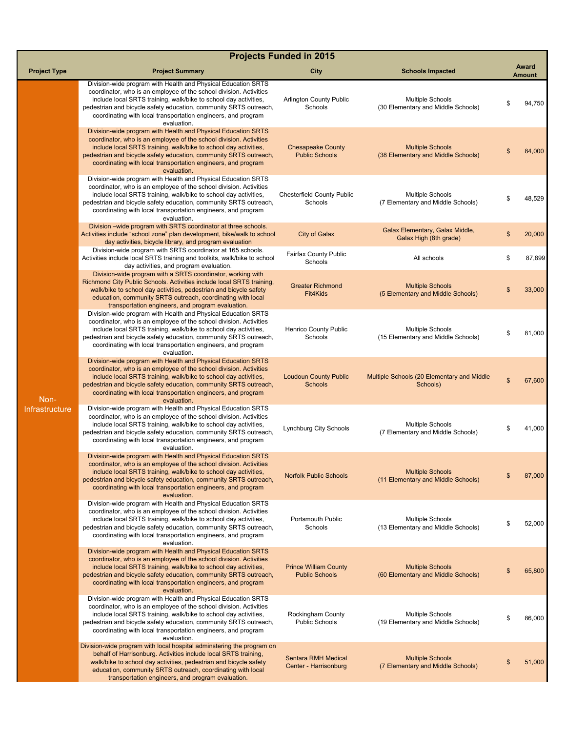| Projects Funded in 2015 | | | | |
|---|---|---|---|---|
| **Project Type** | **Project Summary** | **City** | **Schools Impacted** | **Award Amount** |
| Non-Infrastructure | Division-wide program with Health and Physical Education SRTS coordinator, who is an employee of the school division. Activities include local SRTS training, walk/bike to school day activities, pedestrian and bicycle safety education, community SRTS outreach, coordinating with local transportation engineers, and program evaluation. | Arlington County Public Schools | Multiple Schools (30 Elementary and Middle Schools) | $ 94,750 |
| | Division-wide program with Health and Physical Education SRTS coordinator, who is an employee of the school division. Activities include local SRTS training, walk/bike to school day activities, pedestrian and bicycle safety education, community SRTS outreach, coordinating with local transportation engineers, and program evaluation. | Chesapeake County Public Schools | Multiple Schools (38 Elementary and Middle Schools) | $ 84,000 |
| | Division-wide program with Health and Physical Education SRTS coordinator, who is an employee of the school division. Activities include local SRTS training, walk/bike to school day activities, pedestrian and bicycle safety education, community SRTS outreach, coordinating with local transportation engineers, and program evaluation. | Chesterfield County Public Schools | Multiple Schools (7 Elementary and Middle Schools) | $ 48,529 |
| | Division –wide program with SRTS coordinator at three schools. Activities include "school zone" plan development, bike/walk to school day activities, bicycle library, and program evaluation | City of Galax | Galax Elementary, Galax Middle, Galax High (8th grade) | $ 20,000 |
| | Division-wide program with SRTS coordinator at 165 schools. Activities include local SRTS training and toolkits, walk/bike to school day activities, and program evaluation. | Fairfax County Public Schools | All schools | $ 87,899 |
| | Division-wide program with a SRTS coordinator, working with Richmond City Public Schools. Activities include local SRTS training, walk/bike to school day activities, pedestrian and bicycle safety education, community SRTS outreach, coordinating with local transportation engineers, and program evaluation. | Greater Richmond Fit4Kids | Multiple Schools (5 Elementary and Middle Schools) | $ 33,000 |
| | Division-wide program with Health and Physical Education SRTS coordinator, who is an employee of the school division. Activities include local SRTS training, walk/bike to school day activities, pedestrian and bicycle safety education, community SRTS outreach, coordinating with local transportation engineers, and program evaluation. | Henrico County Public Schools | Multiple Schools (15 Elementary and Middle Schools) | $ 81,000 |
| | Division-wide program with Health and Physical Education SRTS coordinator, who is an employee of the school division. Activities include local SRTS training, walk/bike to school day activities, pedestrian and bicycle safety education, community SRTS outreach, coordinating with local transportation engineers, and program evaluation. | Loudoun County Public Schools | Multiple Schools (20 Elementary and Middle Schools) | $ 67,600 |
| | Division-wide program with Health and Physical Education SRTS coordinator, who is an employee of the school division. Activities include local SRTS training, walk/bike to school day activities, pedestrian and bicycle safety education, community SRTS outreach, coordinating with local transportation engineers, and program evaluation. | Lynchburg City Schools | Multiple Schools (7 Elementary and Middle Schools) | $ 41,000 |
| | Division-wide program with Health and Physical Education SRTS coordinator, who is an employee of the school division. Activities include local SRTS training, walk/bike to school day activities, pedestrian and bicycle safety education, community SRTS outreach, coordinating with local transportation engineers, and program evaluation. | Norfolk Public Schools | Multiple Schools (11 Elementary and Middle Schools) | $ 87,000 |
| | Division-wide program with Health and Physical Education SRTS coordinator, who is an employee of the school division. Activities include local SRTS training, walk/bike to school day activities, pedestrian and bicycle safety education, community SRTS outreach, coordinating with local transportation engineers, and program evaluation. | Portsmouth Public Schools | Multiple Schools (13 Elementary and Middle Schools) | $ 52,000 |
| | Division-wide program with Health and Physical Education SRTS coordinator, who is an employee of the school division. Activities include local SRTS training, walk/bike to school day activities, pedestrian and bicycle safety education, community SRTS outreach, coordinating with local transportation engineers, and program evaluation. | Prince William County Public Schools | Multiple Schools (60 Elementary and Middle Schools) | $ 65,800 |
| | Division-wide program with Health and Physical Education SRTS coordinator, who is an employee of the school division. Activities include local SRTS training, walk/bike to school day activities, pedestrian and bicycle safety education, community SRTS outreach, coordinating with local transportation engineers, and program evaluation. | Rockingham County Public Schools | Multiple Schools (19 Elementary and Middle Schools) | $ 86,000 |
| | Division-wide program with local hospital adminstering the program on behalf of Harrisonburg. Activities include local SRTS training, walk/bike to school day activities, pedestrian and bicycle safety education, community SRTS outreach, coordinating with local transportation engineers, and program evaluation. | Sentara RMH Medical Center - Harrisonburg | Multiple Schools (7 Elementary and Middle Schools) | $ 51,000 |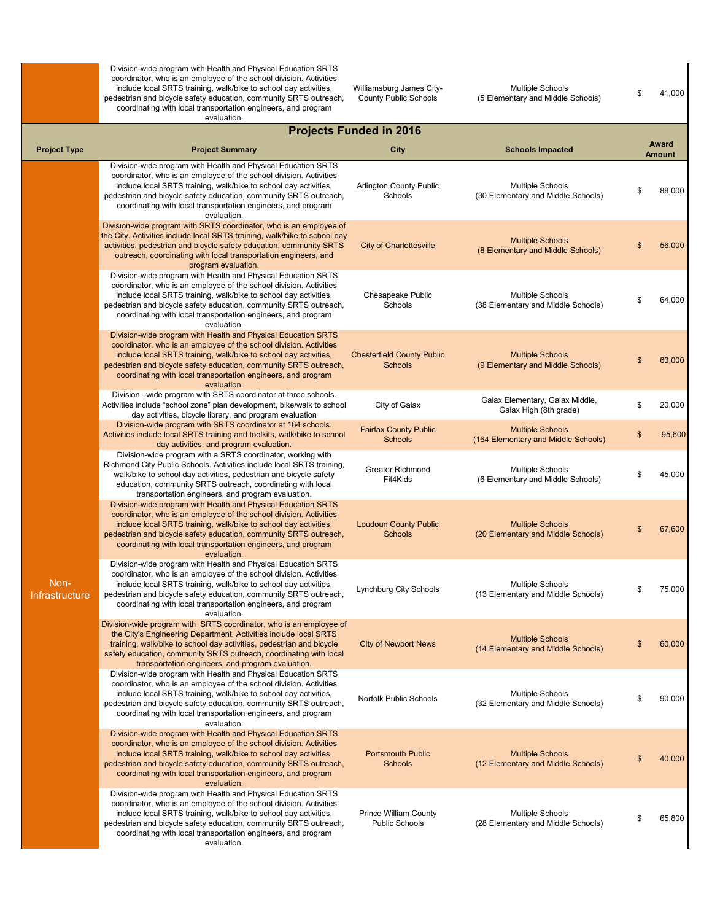| | | | | |
|---|---|---|---|---|
| | Division-wide program with Health and Physical Education SRTS coordinator, who is an employee of the school division. Activities include local SRTS training, walk/bike to school day activities, pedestrian and bicycle safety education, community SRTS outreach, coordinating with local transportation engineers, and program evaluation. | Williamsburg James City-County Public Schools | Multiple Schools (5 Elementary and Middle Schools) | $ 41,000 |

**Projects Funded in 2016**

| Project Type | Project Summary | City | Schools Impacted | Award Amount |
|---|---|---|---|---|
| Non-Infrastructure | Division-wide program with Health and Physical Education SRTS coordinator, who is an employee of the school division. Activities include local SRTS training, walk/bike to school day activities, pedestrian and bicycle safety education, community SRTS outreach, coordinating with local transportation engineers, and program evaluation. | Arlington County Public Schools | Multiple Schools (30 Elementary and Middle Schools) | $ 88,000 |
| | Division-wide program with SRTS coordinator, who is an employee of the City. Activities include local SRTS training, walk/bike to school day activities, pedestrian and bicycle safety education, community SRTS outreach, coordinating with local transportation engineers, and program evaluation. | City of Charlottesville | Multiple Schools (8 Elementary and Middle Schools) | $ 56,000 |
| | Division-wide program with Health and Physical Education SRTS coordinator, who is an employee of the school division. Activities include local SRTS training, walk/bike to school day activities, pedestrian and bicycle safety education, community SRTS outreach, coordinating with local transportation engineers, and program evaluation. | Chesapeake Public Schools | Multiple Schools (38 Elementary and Middle Schools) | $ 64,000 |
| | Division-wide program with Health and Physical Education SRTS coordinator, who is an employee of the school division. Activities include local SRTS training, walk/bike to school day activities, pedestrian and bicycle safety education, community SRTS outreach, coordinating with local transportation engineers, and program evaluation. | Chesterfield County Public Schools | Multiple Schools (9 Elementary and Middle Schools) | $ 63,000 |
| | Division –wide program with SRTS coordinator at three schools. Activities include "school zone" plan development, bike/walk to school day activities, bicycle library, and program evaluation | City of Galax | Galax Elementary, Galax Middle, Galax High (8th grade) | $ 20,000 |
| | Division-wide program with SRTS coordinator at 164 schools. Activities include local SRTS training and toolkits, walk/bike to school day activities, and program evaluation. | Fairfax County Public Schools | Multiple Schools (164 Elementary and Middle Schools) | $ 95,600 |
| | Division-wide program with a SRTS coordinator, working with Richmond City Public Schools. Activities include local SRTS training, walk/bike to school day activities, pedestrian and bicycle safety education, community SRTS outreach, coordinating with local transportation engineers, and program evaluation. | Greater Richmond Fit4Kids | Multiple Schools (6 Elementary and Middle Schools) | $ 45,000 |
| | Division-wide program with Health and Physical Education SRTS coordinator, who is an employee of the school division. Activities include local SRTS training, walk/bike to school day activities, pedestrian and bicycle safety education, community SRTS outreach, coordinating with local transportation engineers, and program evaluation. | Loudoun County Public Schools | Multiple Schools (20 Elementary and Middle Schools) | $ 67,600 |
| | Division-wide program with Health and Physical Education SRTS coordinator, who is an employee of the school division. Activities include local SRTS training, walk/bike to school day activities, pedestrian and bicycle safety education, community SRTS outreach, coordinating with local transportation engineers, and program evaluation. | Lynchburg City Schools | Multiple Schools (13 Elementary and Middle Schools) | $ 75,000 |
| | Division-wide program with SRTS coordinator, who is an employee of the City's Engineering Department. Activities include local SRTS training, walk/bike to school day activities, pedestrian and bicycle safety education, community SRTS outreach, coordinating with local transportation engineers, and program evaluation. | City of Newport News | Multiple Schools (14 Elementary and Middle Schools) | $ 60,000 |
| | Division-wide program with Health and Physical Education SRTS coordinator, who is an employee of the school division. Activities include local SRTS training, walk/bike to school day activities, pedestrian and bicycle safety education, community SRTS outreach, coordinating with local transportation engineers, and program evaluation. | Norfolk Public Schools | Multiple Schools (32 Elementary and Middle Schools) | $ 90,000 |
| | Division-wide program with Health and Physical Education SRTS coordinator, who is an employee of the school division. Activities include local SRTS training, walk/bike to school day activities, pedestrian and bicycle safety education, community SRTS outreach, coordinating with local transportation engineers, and program evaluation. | Portsmouth Public Schools | Multiple Schools (12 Elementary and Middle Schools) | $ 40,000 |
| | Division-wide program with Health and Physical Education SRTS coordinator, who is an employee of the school division. Activities include local SRTS training, walk/bike to school day activities, pedestrian and bicycle safety education, community SRTS outreach, coordinating with local transportation engineers, and program evaluation. | Prince William County Public Schools | Multiple Schools (28 Elementary and Middle Schools) | $ 65,800 |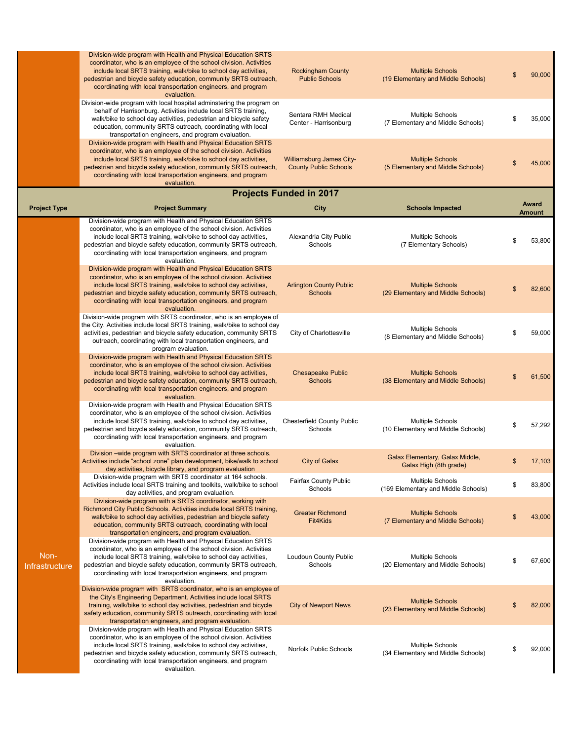| | | | | |
|---|---|---|---|---|
| | Division-wide program with Health and Physical Education SRTS coordinator, who is an employee of the school division. Activities include local SRTS training, walk/bike to school day activities, pedestrian and bicycle safety education, community SRTS outreach, coordinating with local transportation engineers, and program evaluation. | Rockingham County Public Schools | Multiple Schools (19 Elementary and Middle Schools) | $ 90,000 |
| | Division-wide program with local hospital adminstering the program on behalf of Harrisonburg. Activities include local SRTS training, walk/bike to school day activities, pedestrian and bicycle safety education, community SRTS outreach, coordinating with local transportation engineers, and program evaluation. | Sentara RMH Medical Center - Harrisonburg | Multiple Schools (7 Elementary and Middle Schools) | $ 35,000 |
| | Division-wide program with Health and Physical Education SRTS coordinator, who is an employee of the school division. Activities include local SRTS training, walk/bike to school day activities, pedestrian and bicycle safety education, community SRTS outreach, coordinating with local transportation engineers, and program evaluation. | Williamsburg James City-County Public Schools | Multiple Schools (5 Elementary and Middle Schools) | $ 45,000 |

## Projects Funded in 2017

| Project Type | Project Summary | City | Schools Impacted | Award Amount |
|---|---|---|---|---|
| Non-Infrastructure | Division-wide program with Health and Physical Education SRTS coordinator, who is an employee of the school division. Activities include local SRTS training, walk/bike to school day activities, pedestrian and bicycle safety education, community SRTS outreach, coordinating with local transportation engineers, and program evaluation. | Alexandria City Public Schools | Multiple Schools (7 Elementary Schools) | $ 53,800 |
| | Division-wide program with Health and Physical Education SRTS coordinator, who is an employee of the school division. Activities include local SRTS training, walk/bike to school day activities, pedestrian and bicycle safety education, community SRTS outreach, coordinating with local transportation engineers, and program evaluation. | Arlington County Public Schools | Multiple Schools (29 Elementary and Middle Schools) | $ 82,600 |
| | Division-wide program with SRTS coordinator, who is an employee of the City. Activities include local SRTS training, walk/bike to school day activities, pedestrian and bicycle safety education, community SRTS outreach, coordinating with local transportation engineers, and program evaluation. | City of Charlottesville | Multiple Schools (8 Elementary and Middle Schools) | $ 59,000 |
| | Division-wide program with Health and Physical Education SRTS coordinator, who is an employee of the school division. Activities include local SRTS training, walk/bike to school day activities, pedestrian and bicycle safety education, community SRTS outreach, coordinating with local transportation engineers, and program evaluation. | Chesapeake Public Schools | Multiple Schools (38 Elementary and Middle Schools) | $ 61,500 |
| | Division-wide program with Health and Physical Education SRTS coordinator, who is an employee of the school division. Activities include local SRTS training, walk/bike to school day activities, pedestrian and bicycle safety education, community SRTS outreach, coordinating with local transportation engineers, and program evaluation. | Chesterfield County Public Schools | Multiple Schools (10 Elementary and Middle Schools) | $ 57,292 |
| | Division –wide program with SRTS coordinator at three schools. Activities include "school zone" plan development, bike/walk to school day activities, bicycle library, and program evaluation | City of Galax | Galax Elementary, Galax Middle, Galax High (8th grade) | $ 17,103 |
| | Division-wide program with SRTS coordinator at 164 schools. Activities include local SRTS training and toolkits, walk/bike to school day activities, and program evaluation. | Fairfax County Public Schools | Multiple Schools (169 Elementary and Middle Schools) | $ 83,800 |
| | Division-wide program with a SRTS coordinator, working with Richmond City Public Schools. Activities include local SRTS training, walk/bike to school day activities, pedestrian and bicycle safety education, community SRTS outreach, coordinating with local transportation engineers, and program evaluation. | Greater Richmond Fit4Kids | Multiple Schools (7 Elementary and Middle Schools) | $ 43,000 |
| | Division-wide program with Health and Physical Education SRTS coordinator, who is an employee of the school division. Activities include local SRTS training, walk/bike to school day activities, pedestrian and bicycle safety education, community SRTS outreach, coordinating with local transportation engineers, and program evaluation. | Loudoun County Public Schools | Multiple Schools (20 Elementary and Middle Schools) | $ 67,600 |
| | Division-wide program with SRTS coordinator, who is an employee of the City's Engineering Department. Activities include local SRTS training, walk/bike to school day activities, pedestrian and bicycle safety education, community SRTS outreach, coordinating with local transportation engineers, and program evaluation. | City of Newport News | Multiple Schools (23 Elementary and Middle Schools) | $ 82,000 |
| | Division-wide program with Health and Physical Education SRTS coordinator, who is an employee of the school division. Activities include local SRTS training, walk/bike to school day activities, pedestrian and bicycle safety education, community SRTS outreach, coordinating with local transportation engineers, and program evaluation. | Norfolk Public Schools | Multiple Schools (34 Elementary and Middle Schools) | $ 92,000 |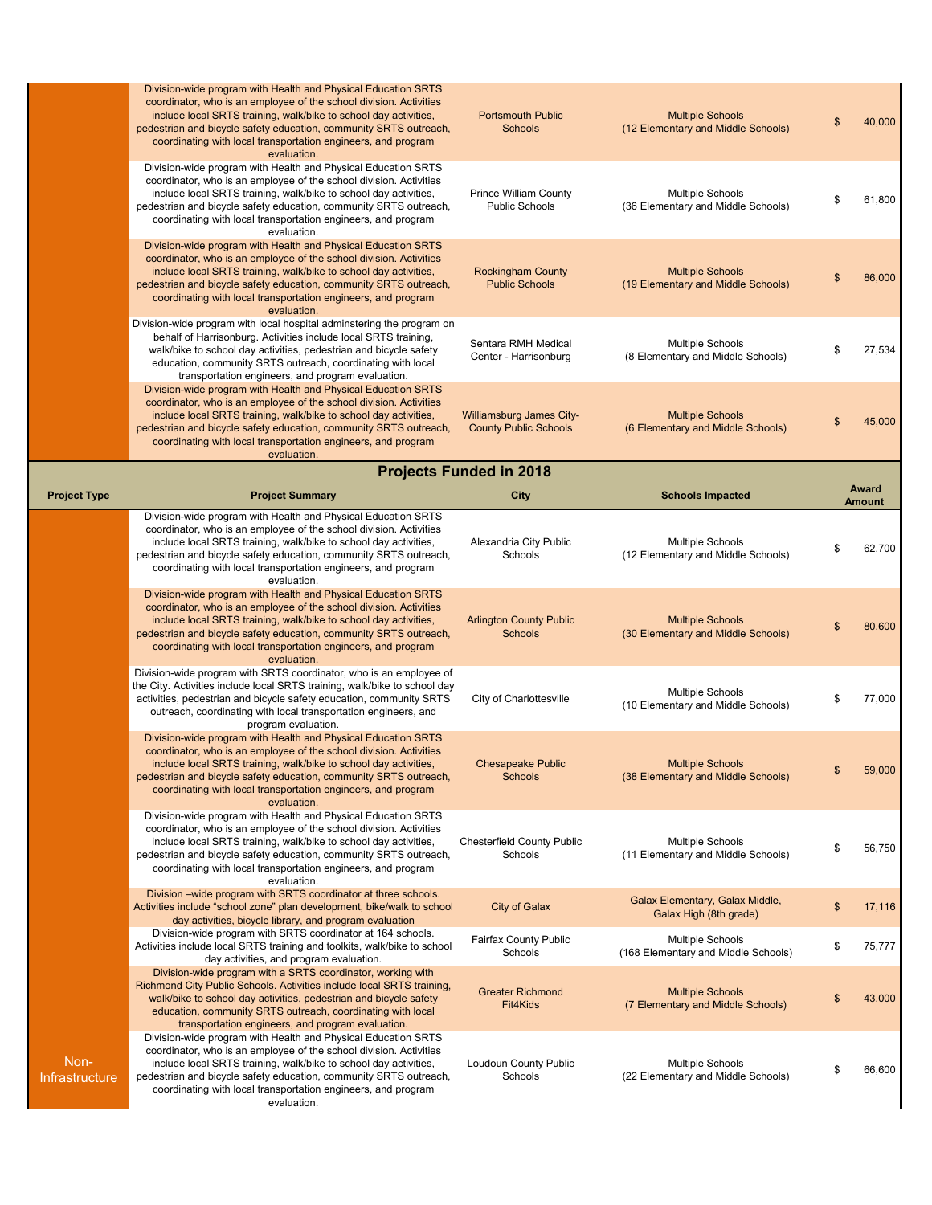| | | | | |
|---|---|---|---|---|
| | Division-wide program with Health and Physical Education SRTS coordinator, who is an employee of the school division. Activities include local SRTS training, walk/bike to school day activities, pedestrian and bicycle safety education, community SRTS outreach, coordinating with local transportation engineers, and program evaluation. | Portsmouth Public Schools | Multiple Schools (12 Elementary and Middle Schools) | $ 40,000 |
| | Division-wide program with Health and Physical Education SRTS coordinator, who is an employee of the school division. Activities include local SRTS training, walk/bike to school day activities, pedestrian and bicycle safety education, community SRTS outreach, coordinating with local transportation engineers, and program evaluation. | Prince William County Public Schools | Multiple Schools (36 Elementary and Middle Schools) | $ 61,800 |
| | Division-wide program with Health and Physical Education SRTS coordinator, who is an employee of the school division. Activities include local SRTS training, walk/bike to school day activities, pedestrian and bicycle safety education, community SRTS outreach, coordinating with local transportation engineers, and program evaluation. | Rockingham County Public Schools | Multiple Schools (19 Elementary and Middle Schools) | $ 86,000 |
| | Division-wide program with local hospital adminstering the program on behalf of Harrisonburg. Activities include local SRTS training, walk/bike to school day activities, pedestrian and bicycle safety education, community SRTS outreach, coordinating with local transportation engineers, and program evaluation. | Sentara RMH Medical Center - Harrisonburg | Multiple Schools (8 Elementary and Middle Schools) | $ 27,534 |
| | Division-wide program with Health and Physical Education SRTS coordinator, who is an employee of the school division. Activities include local SRTS training, walk/bike to school day activities, pedestrian and bicycle safety education, community SRTS outreach, coordinating with local transportation engineers, and program evaluation. | Williamsburg James City-County Public Schools | Multiple Schools (6 Elementary and Middle Schools) | $ 45,000 |

**Projects Funded in 2018**

| Project Type | Project Summary | City | Schools Impacted | Award Amount |
|---|---|---|---|---|
| Non-Infrastructure | Division-wide program with Health and Physical Education SRTS coordinator, who is an employee of the school division. Activities include local SRTS training, walk/bike to school day activities, pedestrian and bicycle safety education, community SRTS outreach, coordinating with local transportation engineers, and program evaluation. | Alexandria City Public Schools | Multiple Schools (12 Elementary and Middle Schools) | $ 62,700 |
| | Division-wide program with Health and Physical Education SRTS coordinator, who is an employee of the school division. Activities include local SRTS training, walk/bike to school day activities, pedestrian and bicycle safety education, community SRTS outreach, coordinating with local transportation engineers, and program evaluation. | Arlington County Public Schools | Multiple Schools (30 Elementary and Middle Schools) | $ 80,600 |
| | Division-wide program with SRTS coordinator, who is an employee of the City. Activities include local SRTS training, walk/bike to school day activities, pedestrian and bicycle safety education, community SRTS outreach, coordinating with local transportation engineers, and program evaluation. | City of Charlottesville | Multiple Schools (10 Elementary and Middle Schools) | $ 77,000 |
| | Division-wide program with Health and Physical Education SRTS coordinator, who is an employee of the school division. Activities include local SRTS training, walk/bike to school day activities, pedestrian and bicycle safety education, community SRTS outreach, coordinating with local transportation engineers, and program evaluation. | Chesapeake Public Schools | Multiple Schools (38 Elementary and Middle Schools) | $ 59,000 |
| | Division-wide program with Health and Physical Education SRTS coordinator, who is an employee of the school division. Activities include local SRTS training, walk/bike to school day activities, pedestrian and bicycle safety education, community SRTS outreach, coordinating with local transportation engineers, and program evaluation. | Chesterfield County Public Schools | Multiple Schools (11 Elementary and Middle Schools) | $ 56,750 |
| | Division –wide program with SRTS coordinator at three schools. Activities include "school zone" plan development, bike/walk to school day activities, bicycle library, and program evaluation | City of Galax | Galax Elementary, Galax Middle, Galax High (8th grade) | $ 17,116 |
| | Division-wide program with SRTS coordinator at 164 schools. Activities include local SRTS training and toolkits, walk/bike to school day activities, and program evaluation. | Fairfax County Public Schools | Multiple Schools (168 Elementary and Middle Schools) | $ 75,777 |
| | Division-wide program with a SRTS coordinator, working with Richmond City Public Schools. Activities include local SRTS training, walk/bike to school day activities, pedestrian and bicycle safety education, community SRTS outreach, coordinating with local transportation engineers, and program evaluation. | Greater Richmond Fit4Kids | Multiple Schools (7 Elementary and Middle Schools) | $ 43,000 |
| | Division-wide program with Health and Physical Education SRTS coordinator, who is an employee of the school division. Activities include local SRTS training, walk/bike to school day activities, pedestrian and bicycle safety education, community SRTS outreach, coordinating with local transportation engineers, and program evaluation. | Loudoun County Public Schools | Multiple Schools (22 Elementary and Middle Schools) | $ 66,600 |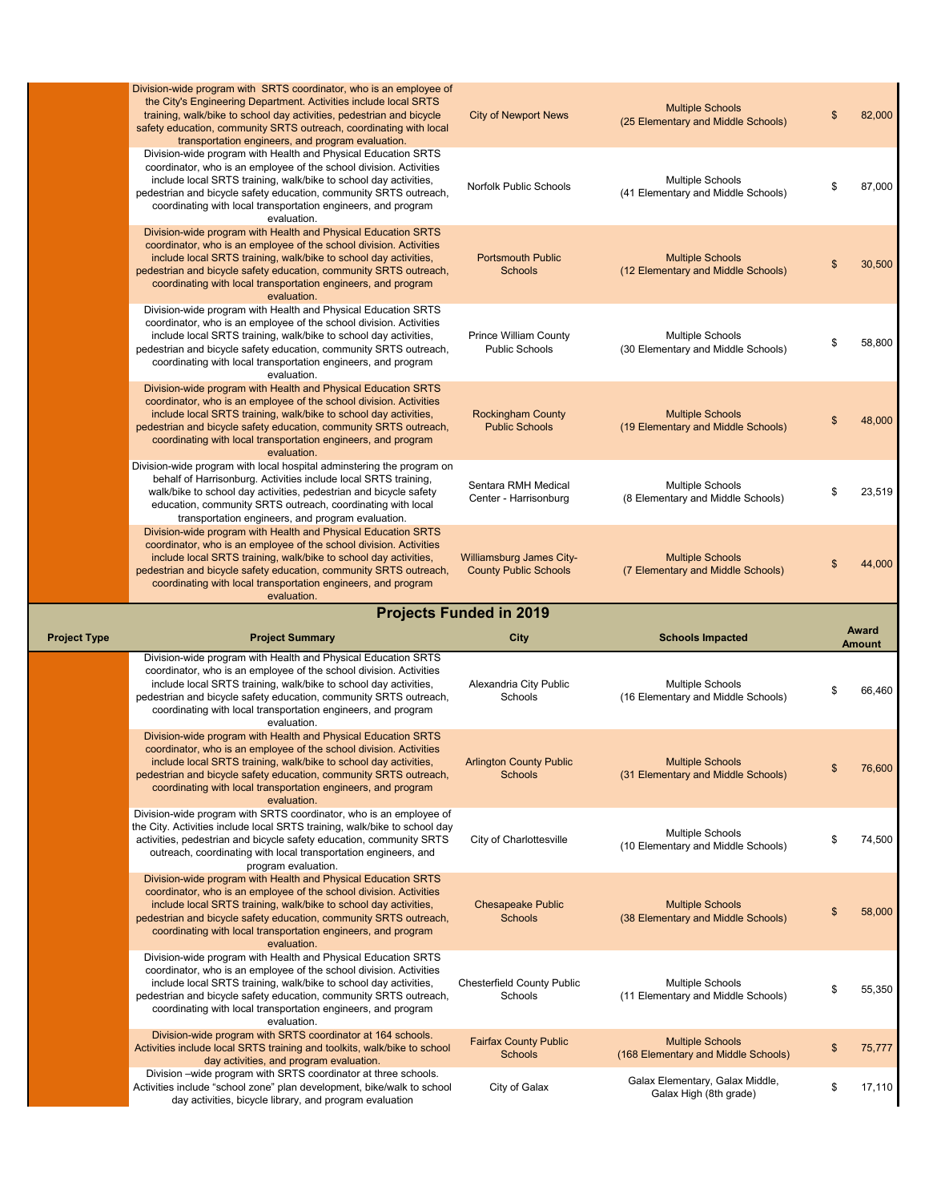| | | | | |
|---|---|---|---|---|
| | Division-wide program with SRTS coordinator, who is an employee of the City's Engineering Department. Activities include local SRTS training, walk/bike to school day activities, pedestrian and bicycle safety education, community SRTS outreach, coordinating with local transportation engineers, and program evaluation. | City of Newport News | Multiple Schools (25 Elementary and Middle Schools) | $ 82,000 |
| | Division-wide program with Health and Physical Education SRTS coordinator, who is an employee of the school division. Activities include local SRTS training, walk/bike to school day activities, pedestrian and bicycle safety education, community SRTS outreach, coordinating with local transportation engineers, and program evaluation. | Norfolk Public Schools | Multiple Schools (41 Elementary and Middle Schools) | $ 87,000 |
| | Division-wide program with Health and Physical Education SRTS coordinator, who is an employee of the school division. Activities include local SRTS training, walk/bike to school day activities, pedestrian and bicycle safety education, community SRTS outreach, coordinating with local transportation engineers, and program evaluation. | Portsmouth Public Schools | Multiple Schools (12 Elementary and Middle Schools) | $ 30,500 |
| | Division-wide program with Health and Physical Education SRTS coordinator, who is an employee of the school division. Activities include local SRTS training, walk/bike to school day activities, pedestrian and bicycle safety education, community SRTS outreach, coordinating with local transportation engineers, and program evaluation. | Prince William County Public Schools | Multiple Schools (30 Elementary and Middle Schools) | $ 58,800 |
| | Division-wide program with Health and Physical Education SRTS coordinator, who is an employee of the school division. Activities include local SRTS training, walk/bike to school day activities, pedestrian and bicycle safety education, community SRTS outreach, coordinating with local transportation engineers, and program evaluation. | Rockingham County Public Schools | Multiple Schools (19 Elementary and Middle Schools) | $ 48,000 |
| | Division-wide program with local hospital adminstering the program on behalf of Harrisonburg. Activities include local SRTS training, walk/bike to school day activities, pedestrian and bicycle safety education, community SRTS outreach, coordinating with local transportation engineers, and program evaluation. | Sentara RMH Medical Center - Harrisonburg | Multiple Schools (8 Elementary and Middle Schools) | $ 23,519 |
| | Division-wide program with Health and Physical Education SRTS coordinator, who is an employee of the school division. Activities include local SRTS training, walk/bike to school day activities, pedestrian and bicycle safety education, community SRTS outreach, coordinating with local transportation engineers, and program evaluation. | Williamsburg James City-County Public Schools | Multiple Schools (7 Elementary and Middle Schools) | $ 44,000 |

## Projects Funded in 2019

| Project Type | Project Summary | City | Schools Impacted | Award Amount |
|---|---|---|---|---|
| | Division-wide program with Health and Physical Education SRTS coordinator, who is an employee of the school division. Activities include local SRTS training, walk/bike to school day activities, pedestrian and bicycle safety education, community SRTS outreach, coordinating with local transportation engineers, and program evaluation. | Alexandria City Public Schools | Multiple Schools (16 Elementary and Middle Schools) | $ 66,460 |
| | Division-wide program with Health and Physical Education SRTS coordinator, who is an employee of the school division. Activities include local SRTS training, walk/bike to school day activities, pedestrian and bicycle safety education, community SRTS outreach, coordinating with local transportation engineers, and program evaluation. | Arlington County Public Schools | Multiple Schools (31 Elementary and Middle Schools) | $ 76,600 |
| | Division-wide program with SRTS coordinator, who is an employee of the City. Activities include local SRTS training, walk/bike to school day activities, pedestrian and bicycle safety education, community SRTS outreach, coordinating with local transportation engineers, and program evaluation. | City of Charlottesville | Multiple Schools (10 Elementary and Middle Schools) | $ 74,500 |
| | Division-wide program with Health and Physical Education SRTS coordinator, who is an employee of the school division. Activities include local SRTS training, walk/bike to school day activities, pedestrian and bicycle safety education, community SRTS outreach, coordinating with local transportation engineers, and program evaluation. | Chesapeake Public Schools | Multiple Schools (38 Elementary and Middle Schools) | $ 58,000 |
| | Division-wide program with Health and Physical Education SRTS coordinator, who is an employee of the school division. Activities include local SRTS training, walk/bike to school day activities, pedestrian and bicycle safety education, community SRTS outreach, coordinating with local transportation engineers, and program evaluation. | Chesterfield County Public Schools | Multiple Schools (11 Elementary and Middle Schools) | $ 55,350 |
| | Division-wide program with SRTS coordinator at 164 schools. Activities include local SRTS training and toolkits, walk/bike to school day activities, and program evaluation. | Fairfax County Public Schools | Multiple Schools (168 Elementary and Middle Schools) | $ 75,777 |
| | Division –wide program with SRTS coordinator at three schools. Activities include "school zone" plan development, bike/walk to school day activities, bicycle library, and program evaluation | City of Galax | Galax Elementary, Galax Middle, Galax High (8th grade) | $ 17,110 |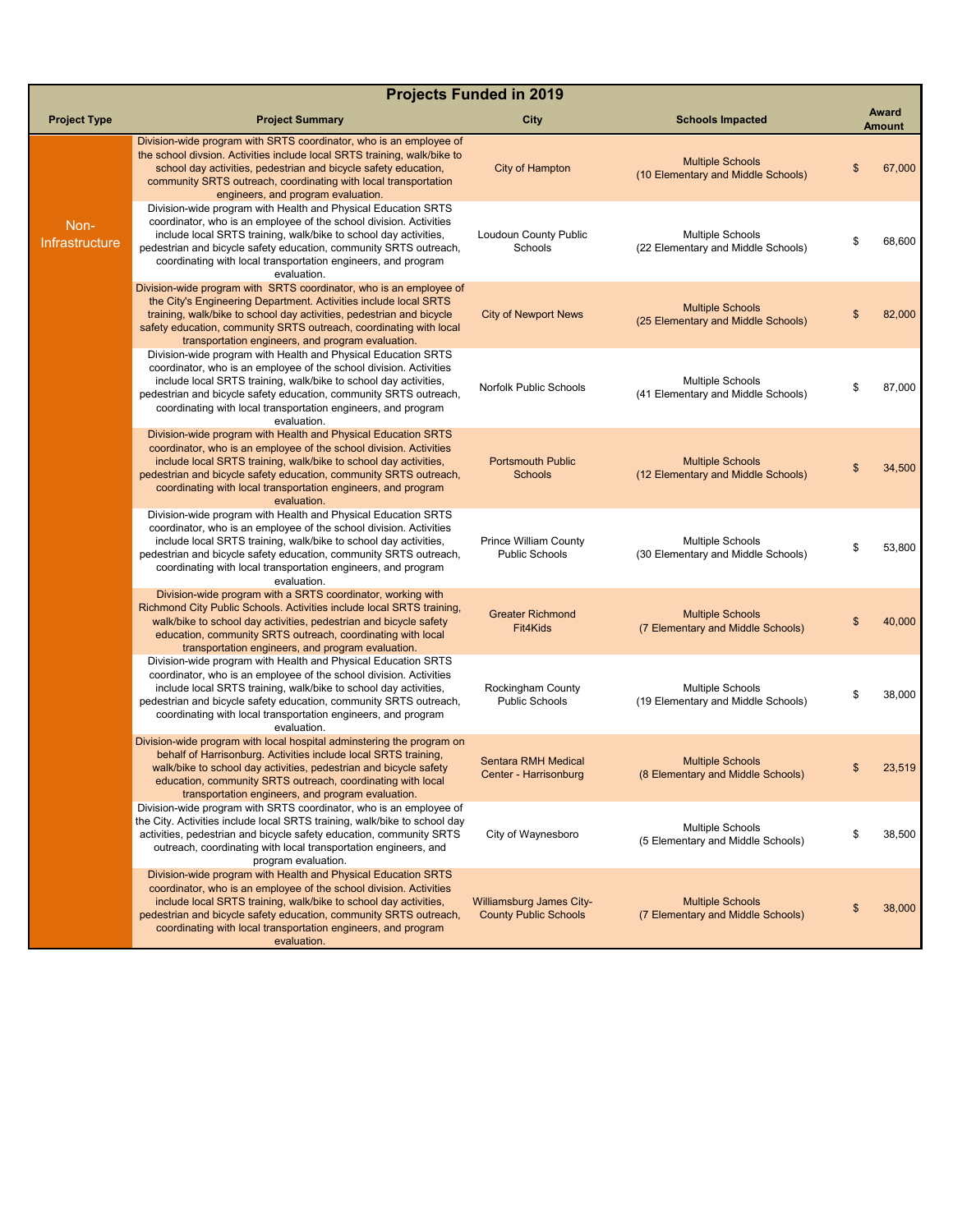| Projects Funded in 2019 | | | | |
|---|---|---|---|---|
| **Project Type** | **Project Summary** | **City** | **Schools Impacted** | **Award Amount** |
| Non-Infrastructure | Division-wide program with SRTS coordinator, who is an employee of the school divsion. Activities include local SRTS training, walk/bike to school day activities, pedestrian and bicycle safety education, community SRTS outreach, coordinating with local transportation engineers, and program evaluation. | City of Hampton | Multiple Schools (10 Elementary and Middle Schools) | $ 67,000 |
| | Division-wide program with Health and Physical Education SRTS coordinator, who is an employee of the school division. Activities include local SRTS training, walk/bike to school day activities, pedestrian and bicycle safety education, community SRTS outreach, coordinating with local transportation engineers, and program evaluation. | Loudoun County Public Schools | Multiple Schools (22 Elementary and Middle Schools) | $ 68,600 |
| | Division-wide program with SRTS coordinator, who is an employee of the City's Engineering Department. Activities include local SRTS training, walk/bike to school day activities, pedestrian and bicycle safety education, community SRTS outreach, coordinating with local transportation engineers, and program evaluation. | City of Newport News | Multiple Schools (25 Elementary and Middle Schools) | $ 82,000 |
| | Division-wide program with Health and Physical Education SRTS coordinator, who is an employee of the school division. Activities include local SRTS training, walk/bike to school day activities, pedestrian and bicycle safety education, community SRTS outreach, coordinating with local transportation engineers, and program evaluation. | Norfolk Public Schools | Multiple Schools (41 Elementary and Middle Schools) | $ 87,000 |
| | Division-wide program with Health and Physical Education SRTS coordinator, who is an employee of the school division. Activities include local SRTS training, walk/bike to school day activities, pedestrian and bicycle safety education, community SRTS outreach, coordinating with local transportation engineers, and program evaluation. | Portsmouth Public Schools | Multiple Schools (12 Elementary and Middle Schools) | $ 34,500 |
| | Division-wide program with Health and Physical Education SRTS coordinator, who is an employee of the school division. Activities include local SRTS training, walk/bike to school day activities, pedestrian and bicycle safety education, community SRTS outreach, coordinating with local transportation engineers, and program evaluation. | Prince William County Public Schools | Multiple Schools (30 Elementary and Middle Schools) | $ 53,800 |
| | Division-wide program with a SRTS coordinator, working with Richmond City Public Schools. Activities include local SRTS training, walk/bike to school day activities, pedestrian and bicycle safety education, community SRTS outreach, coordinating with local transportation engineers, and program evaluation. | Greater Richmond Fit4Kids | Multiple Schools (7 Elementary and Middle Schools) | $ 40,000 |
| | Division-wide program with Health and Physical Education SRTS coordinator, who is an employee of the school division. Activities include local SRTS training, walk/bike to school day activities, pedestrian and bicycle safety education, community SRTS outreach, coordinating with local transportation engineers, and program evaluation. | Rockingham County Public Schools | Multiple Schools (19 Elementary and Middle Schools) | $ 38,000 |
| | Division-wide program with local hospital adminstering the program on behalf of Harrisonburg. Activities include local SRTS training, walk/bike to school day activities, pedestrian and bicycle safety education, community SRTS outreach, coordinating with local transportation engineers, and program evaluation. | Sentara RMH Medical Center - Harrisonburg | Multiple Schools (8 Elementary and Middle Schools) | $ 23,519 |
| | Division-wide program with SRTS coordinator, who is an employee of the City. Activities include local SRTS training, walk/bike to school day activities, pedestrian and bicycle safety education, community SRTS outreach, coordinating with local transportation engineers, and program evaluation. | City of Waynesboro | Multiple Schools (5 Elementary and Middle Schools) | $ 38,500 |
| | Division-wide program with Health and Physical Education SRTS coordinator, who is an employee of the school division. Activities include local SRTS training, walk/bike to school day activities, pedestrian and bicycle safety education, community SRTS outreach, coordinating with local transportation engineers, and program evaluation. | Williamsburg James City-County Public Schools | Multiple Schools (7 Elementary and Middle Schools) | $ 38,000 |